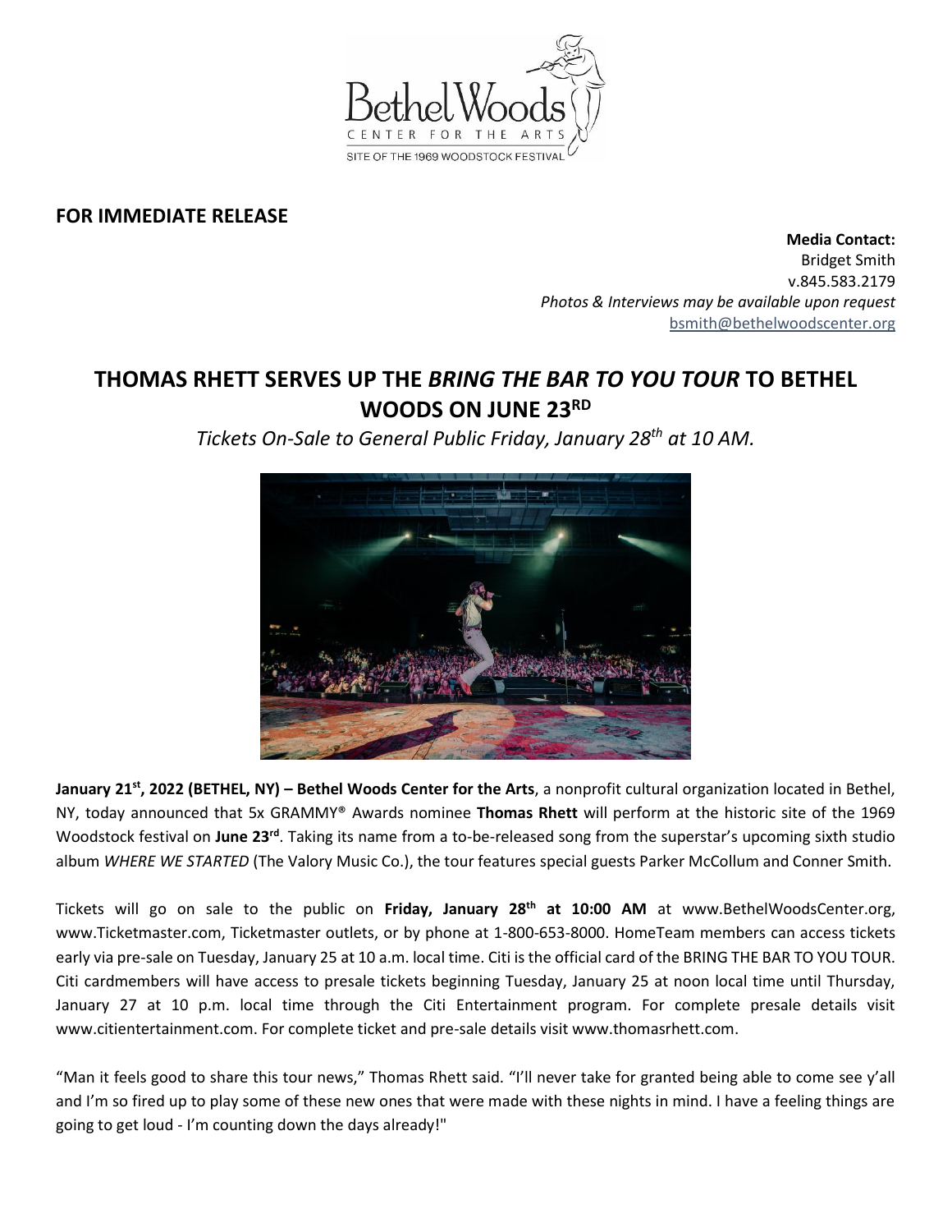**FOR IMMEDIATE RELEASE**

**Media Contact:**
Bridget Smith
v.845.583.2179
*Photos & Interviews may be available upon request*
bsmith@bethelwoodscenter.org

# THOMAS RHETT SERVES UP THE *BRING THE BAR TO YOU TOUR* TO BETHEL WOODS ON JUNE 23RD

*Tickets On-Sale to General Public Friday, January 28th at 10 AM.*

**January 21st, 2022 (BETHEL, NY) – Bethel Woods Center for the Arts**, a nonprofit cultural organization located in Bethel, NY, today announced that 5x GRAMMY® Awards nominee **Thomas Rhett** will perform at the historic site of the 1969 Woodstock festival on **June 23rd**. Taking its name from a to-be-released song from the superstar's upcoming sixth studio album *WHERE WE STARTED* (The Valory Music Co.), the tour features special guests Parker McCollum and Conner Smith.

Tickets will go on sale to the public on **Friday, January 28th at 10:00 AM** at www.BethelWoodsCenter.org, www.Ticketmaster.com, Ticketmaster outlets, or by phone at 1-800-653-8000. HomeTeam members can access tickets early via pre-sale on Tuesday, January 25 at 10 a.m. local time. Citi is the official card of the BRING THE BAR TO YOU TOUR. Citi cardmembers will have access to presale tickets beginning Tuesday, January 25 at noon local time until Thursday, January 27 at 10 p.m. local time through the Citi Entertainment program. For complete presale details visit www.citientertainment.com. For complete ticket and pre-sale details visit www.thomasrhett.com.

"Man it feels good to share this tour news," Thomas Rhett said. "I'll never take for granted being able to come see y'all and I'm so fired up to play some of these new ones that were made with these nights in mind. I have a feeling things are going to get loud - I'm counting down the days already!"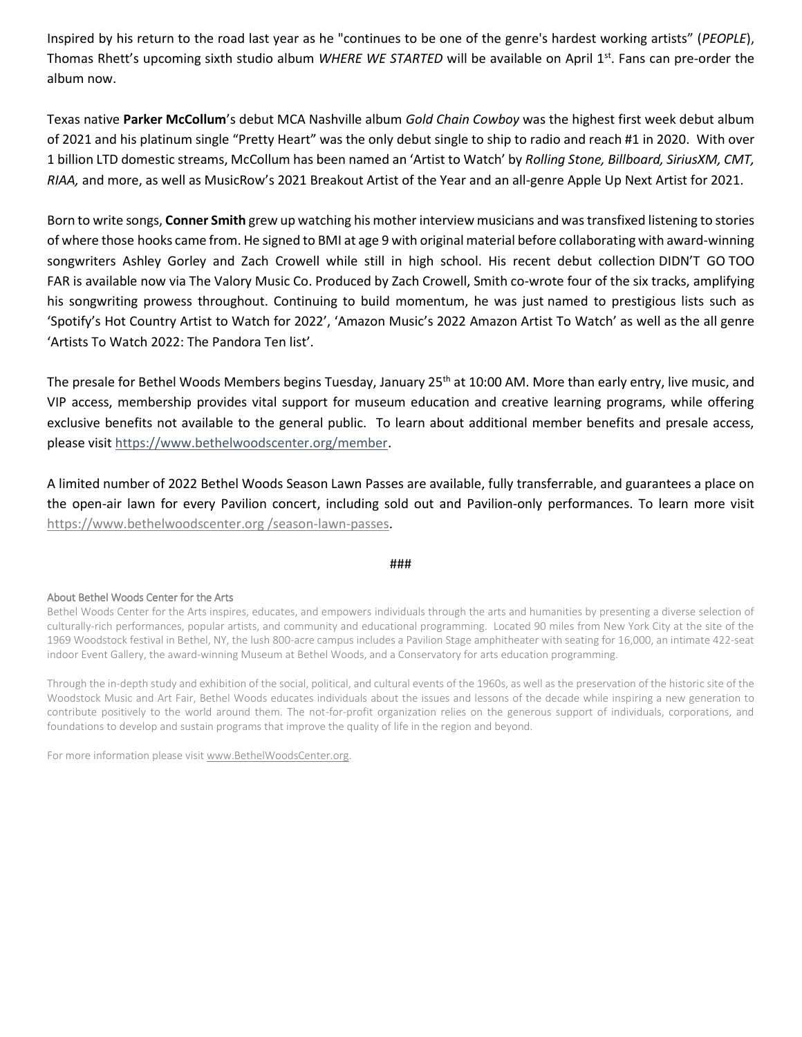Inspired by his return to the road last year as he "continues to be one of the genre's hardest working artists" (*PEOPLE*), Thomas Rhett's upcoming sixth studio album *WHERE WE STARTED* will be available on April 1st. Fans can pre-order the album now.

Texas native **Parker McCollum**'s debut MCA Nashville album *Gold Chain Cowboy* was the highest first week debut album of 2021 and his platinum single "Pretty Heart" was the only debut single to ship to radio and reach #1 in 2020. With over 1 billion LTD domestic streams, McCollum has been named an 'Artist to Watch' by *Rolling Stone, Billboard, SiriusXM, CMT, RIAA,* and more, as well as MusicRow's 2021 Breakout Artist of the Year and an all-genre Apple Up Next Artist for 2021.

Born to write songs, **Conner Smith** grew up watching his mother interview musicians and was transfixed listening to stories of where those hooks came from. He signed to BMI at age 9 with original material before collaborating with award-winning songwriters Ashley Gorley and Zach Crowell while still in high school. His recent debut collection DIDN'T GO TOO FAR is available now via The Valory Music Co. Produced by Zach Crowell, Smith co-wrote four of the six tracks, amplifying his songwriting prowess throughout. Continuing to build momentum, he was just named to prestigious lists such as 'Spotify's Hot Country Artist to Watch for 2022', 'Amazon Music's 2022 Amazon Artist To Watch' as well as the all genre 'Artists To Watch 2022: The Pandora Ten list'.

The presale for Bethel Woods Members begins Tuesday, January 25th at 10:00 AM. More than early entry, live music, and VIP access, membership provides vital support for museum education and creative learning programs, while offering exclusive benefits not available to the general public. To learn about additional member benefits and presale access, please visit https://www.bethelwoodscenter.org/member.

A limited number of 2022 Bethel Woods Season Lawn Passes are available, fully transferrable, and guarantees a place on the open-air lawn for every Pavilion concert, including sold out and Pavilion-only performances. To learn more visit https://www.bethelwoodscenter.org /season-lawn-passes.

###

About Bethel Woods Center for the Arts

Bethel Woods Center for the Arts inspires, educates, and empowers individuals through the arts and humanities by presenting a diverse selection of culturally-rich performances, popular artists, and community and educational programming. Located 90 miles from New York City at the site of the 1969 Woodstock festival in Bethel, NY, the lush 800-acre campus includes a Pavilion Stage amphitheater with seating for 16,000, an intimate 422-seat indoor Event Gallery, the award-winning Museum at Bethel Woods, and a Conservatory for arts education programming.

Through the in-depth study and exhibition of the social, political, and cultural events of the 1960s, as well as the preservation of the historic site of the Woodstock Music and Art Fair, Bethel Woods educates individuals about the issues and lessons of the decade while inspiring a new generation to contribute positively to the world around them. The not-for-profit organization relies on the generous support of individuals, corporations, and foundations to develop and sustain programs that improve the quality of life in the region and beyond.

For more information please visit www.BethelWoodsCenter.org.